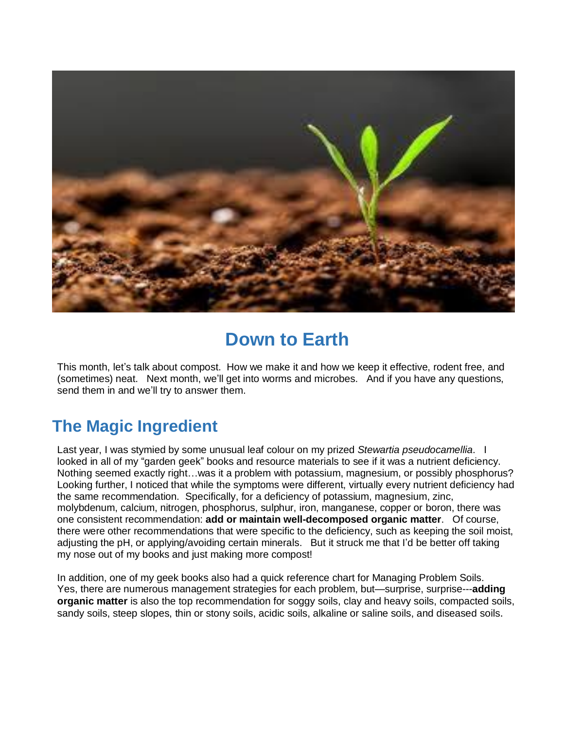# Down to Earth

This month, let's talk about compost. How we make it and how we keep it effective, rodent free, and (sometimes) neat. Next month, we'll get into worms and microbes. And if you have any questions, send them in and we'll try to answer them.

## The Magic Ingredient

Last year, I was stymied by some unusual leaf colour on my prized *Stewartia pseudocamellia*. I looked in all of my "garden geek" books and resource materials to see if it was a nutrient deficiency. Nothing seemed exactly right…was it a problem with potassium, magnesium, or possibly phosphorus? Looking further, I noticed that while the symptoms were different, virtually every nutrient deficiency had the same recommendation. Specifically, for a deficiency of potassium, magnesium, zinc, molybdenum, calcium, nitrogen, phosphorus, sulphur, iron, manganese, copper or boron, there was one consistent recommendation: **add or maintain well-decomposed organic matter**. Of course, there were other recommendations that were specific to the deficiency, such as keeping the soil moist, adjusting the pH, or applying/avoiding certain minerals. But it struck me that I'd be better off taking my nose out of my books and just making more compost!

In addition, one of my geek books also had a quick reference chart for Managing Problem Soils. Yes, there are numerous management strategies for each problem, but—surprise, surprise---**adding organic matter** is also the top recommendation for soggy soils, clay and heavy soils, compacted soils, sandy soils, steep slopes, thin or stony soils, acidic soils, alkaline or saline soils, and diseased soils.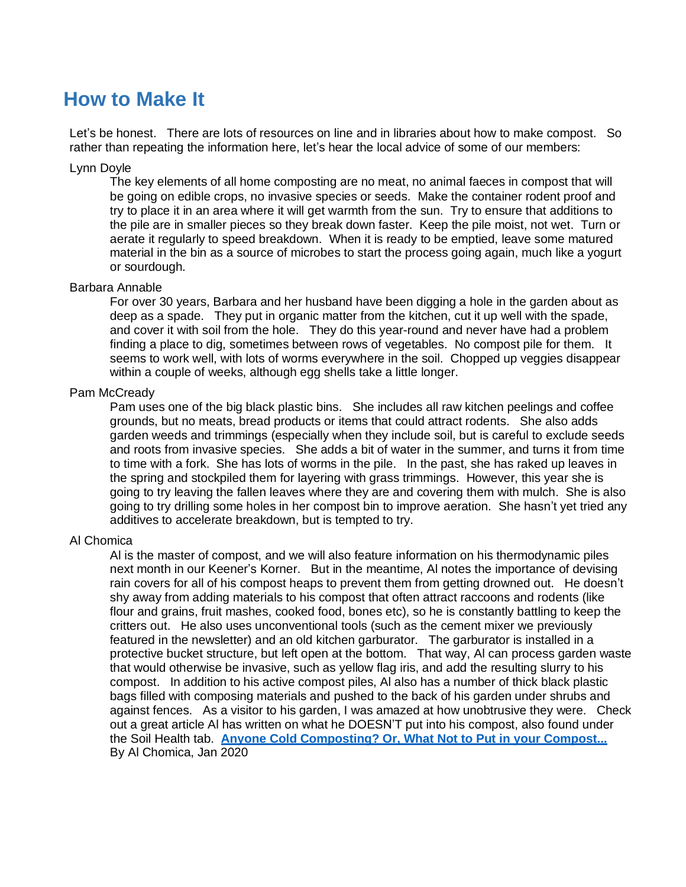# How to Make It

Let's be honest. There are lots of resources on line and in libraries about how to make compost. So rather than repeating the information here, let's hear the local advice of some of our members:

Lynn Doyle

> The key elements of all home composting are no meat, no animal faeces in compost that will be going on edible crops, no invasive species or seeds. Make the container rodent proof and try to place it in an area where it will get warmth from the sun. Try to ensure that additions to the pile are in smaller pieces so they break down faster. Keep the pile moist, not wet. Turn or aerate it regularly to speed breakdown. When it is ready to be emptied, leave some matured material in the bin as a source of microbes to start the process going again, much like a yogurt or sourdough.

Barbara Annable

> For over 30 years, Barbara and her husband have been digging a hole in the garden about as deep as a spade. They put in organic matter from the kitchen, cut it up well with the spade, and cover it with soil from the hole. They do this year-round and never have had a problem finding a place to dig, sometimes between rows of vegetables. No compost pile for them. It seems to work well, with lots of worms everywhere in the soil. Chopped up veggies disappear within a couple of weeks, although egg shells take a little longer.

Pam McCready

> Pam uses one of the big black plastic bins. She includes all raw kitchen peelings and coffee grounds, but no meats, bread products or items that could attract rodents. She also adds garden weeds and trimmings (especially when they include soil, but is careful to exclude seeds and roots from invasive species. She adds a bit of water in the summer, and turns it from time to time with a fork. She has lots of worms in the pile. In the past, she has raked up leaves in the spring and stockpiled them for layering with grass trimmings. However, this year she is going to try leaving the fallen leaves where they are and covering them with mulch. She is also going to try drilling some holes in her compost bin to improve aeration. She hasn't yet tried any additives to accelerate breakdown, but is tempted to try.

Al Chomica

> Al is the master of compost, and we will also feature information on his thermodynamic piles next month in our Keener's Korner. But in the meantime, Al notes the importance of devising rain covers for all of his compost heaps to prevent them from getting drowned out. He doesn't shy away from adding materials to his compost that often attract raccoons and rodents (like flour and grains, fruit mashes, cooked food, bones etc), so he is constantly battling to keep the critters out. He also uses unconventional tools (such as the cement mixer we previously featured in the newsletter) and an old kitchen garburator. The garburator is installed in a protective bucket structure, but left open at the bottom. That way, Al can process garden waste that would otherwise be invasive, such as yellow flag iris, and add the resulting slurry to his compost. In addition to his active compost piles, Al also has a number of thick black plastic bags filled with composing materials and pushed to the back of his garden under shrubs and against fences. As a visitor to his garden, I was amazed at how unobtrusive they were. Check out a great article Al has written on what he DOESN'T put into his compost, also found under the Soil Health tab. **Anyone Cold Composting? Or, What Not to Put in your Compost...** By Al Chomica, Jan 2020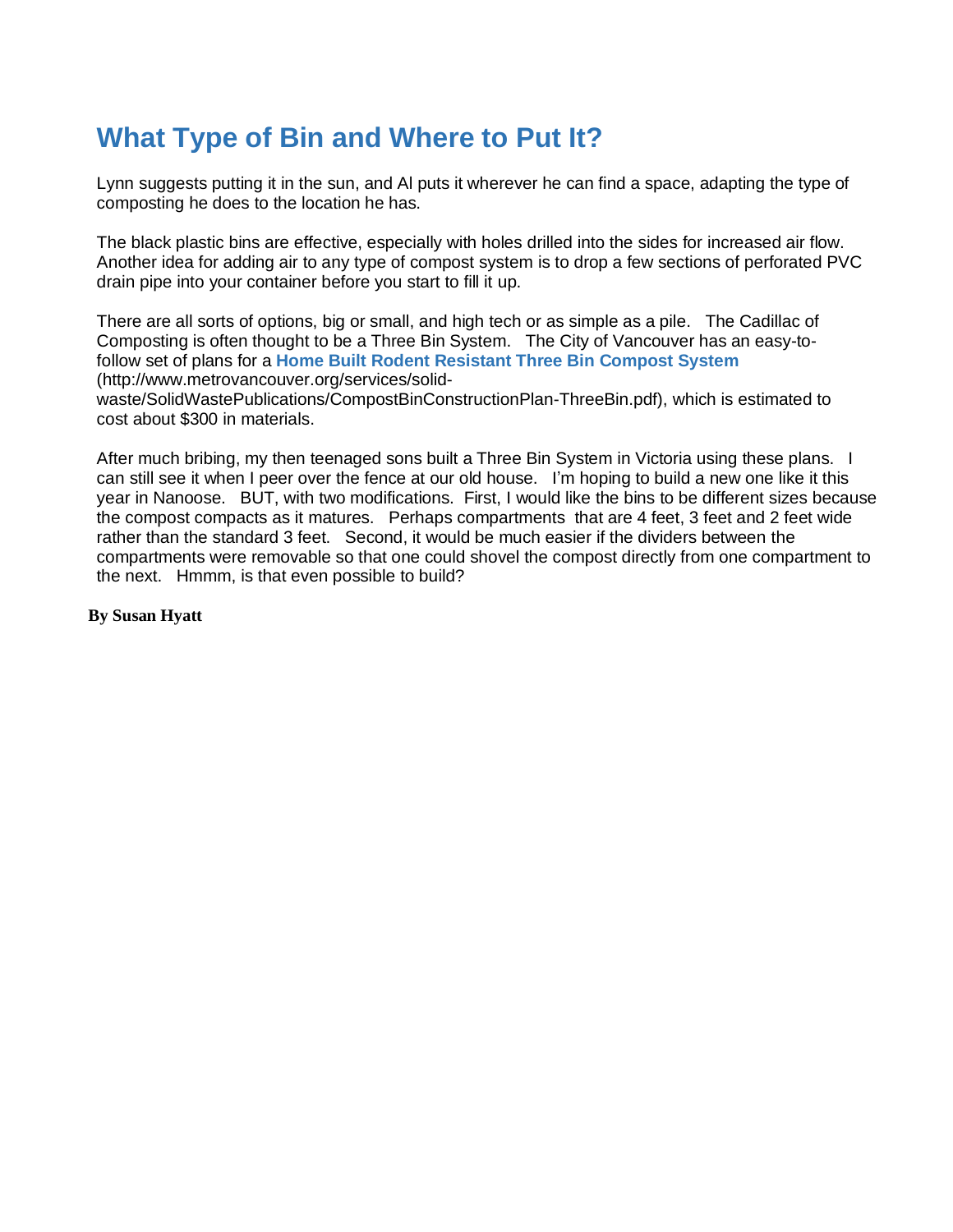## What Type of Bin and Where to Put It?

Lynn suggests putting it in the sun, and Al puts it wherever he can find a space, adapting the type of composting he does to the location he has.

The black plastic bins are effective, especially with holes drilled into the sides for increased air flow. Another idea for adding air to any type of compost system is to drop a few sections of perforated PVC drain pipe into your container before you start to fill it up.

There are all sorts of options, big or small, and high tech or as simple as a pile. The Cadillac of Composting is often thought to be a Three Bin System. The City of Vancouver has an easy-to-follow set of plans for a **Home Built Rodent Resistant Three Bin Compost System** (http://www.metrovancouver.org/services/solid-waste/SolidWastePublications/CompostBinConstructionPlan-ThreeBin.pdf), which is estimated to cost about $300 in materials.

After much bribing, my then teenaged sons built a Three Bin System in Victoria using these plans. I can still see it when I peer over the fence at our old house. I'm hoping to build a new one like it this year in Nanoose. BUT, with two modifications. First, I would like the bins to be different sizes because the compost compacts as it matures. Perhaps compartments that are 4 feet, 3 feet and 2 feet wide rather than the standard 3 feet. Second, it would be much easier if the dividers between the compartments were removable so that one could shovel the compost directly from one compartment to the next. Hmmm, is that even possible to build?

**By Susan Hyatt**